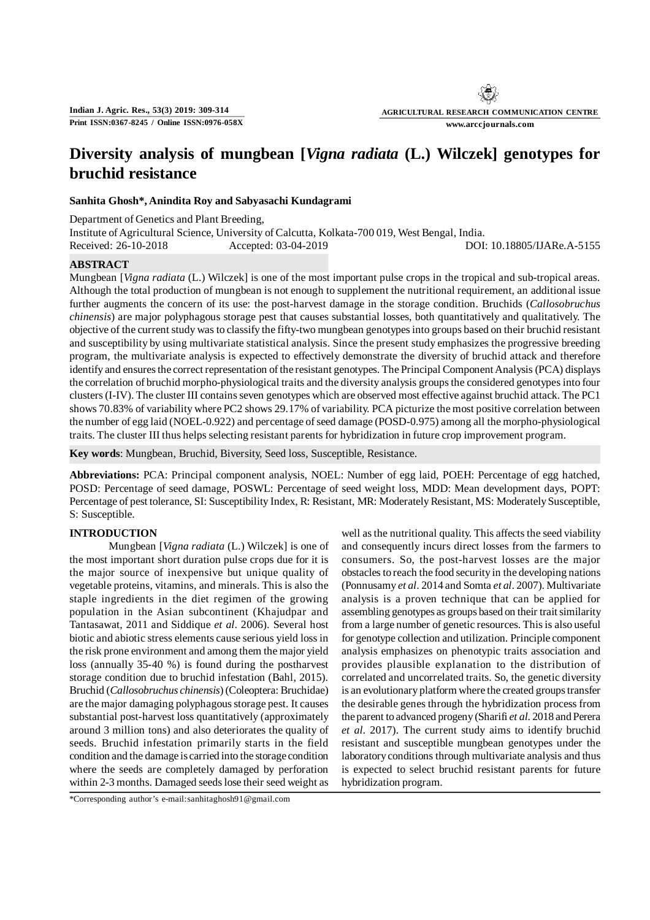# Diversity analysis of mungbean [*Vigna radiata* (L.) Wilczek] genotypes for bruchid resistance

**Sanhita Ghosh\*, Anindita Roy and Sabyasachi Kundagrami**

Department of Genetics and Plant Breeding,
Institute of Agricultural Science, University of Calcutta, Kolkata-700 019, West Bengal, India.
Received: 26-10-2018 Accepted: 03-04-2019 DOI: 10.18805/IJARe.A-5155

## ABSTRACT

Mungbean [*Vigna radiata* (L.) Wilczek] is one of the most important pulse crops in the tropical and sub-tropical areas. Although the total production of mungbean is not enough to supplement the nutritional requirement, an additional issue further augments the concern of its use: the post-harvest damage in the storage condition. Bruchids (*Callosobruchus chinensis*) are major polyphagous storage pest that causes substantial losses, both quantitatively and qualitatively. The objective of the current study was to classify the fifty-two mungbean genotypes into groups based on their bruchid resistant and susceptibility by using multivariate statistical analysis. Since the present study emphasizes the progressive breeding program, the multivariate analysis is expected to effectively demonstrate the diversity of bruchid attack and therefore identify and ensures the correct representation of the resistant genotypes. The Principal Component Analysis (PCA) displays the correlation of bruchid morpho-physiological traits and the diversity analysis groups the considered genotypes into four clusters (I-IV). The cluster III contains seven genotypes which are observed most effective against bruchid attack. The PC1 shows 70.83% of variability where PC2 shows 29.17% of variability. PCA picturize the most positive correlation between the number of egg laid (NOEL-0.922) and percentage of seed damage (POSD-0.975) among all the morpho-physiological traits. The cluster III thus helps selecting resistant parents for hybridization in future crop improvement program.

**Key words**: Mungbean, Bruchid, Biversity, Seed loss, Susceptible, Resistance.

**Abbreviations:** PCA: Principal component analysis, NOEL: Number of egg laid, POEH: Percentage of egg hatched, POSD: Percentage of seed damage, POSWL: Percentage of seed weight loss, MDD: Mean development days, POPT: Percentage of pest tolerance, SI: Susceptibility Index, R: Resistant, MR: Moderately Resistant, MS: Moderately Susceptible, S: Susceptible.

## INTRODUCTION

Mungbean [*Vigna radiata* (L.) Wilczek] is one of the most important short duration pulse crops due for it is the major source of inexpensive but unique quality of vegetable proteins, vitamins, and minerals. This is also the staple ingredients in the diet regimen of the growing population in the Asian subcontinent (Khajudpar and Tantasawat, 2011 and Siddique *et al*. 2006). Several host biotic and abiotic stress elements cause serious yield loss in the risk prone environment and among them the major yield loss (annually 35-40 %) is found during the postharvest storage condition due to bruchid infestation (Bahl, 2015). Bruchid (*Callosobruchus chinensis*) (Coleoptera: Bruchidae) are the major damaging polyphagous storage pest. It causes substantial post-harvest loss quantitatively (approximately around 3 million tons) and also deteriorates the quality of seeds. Bruchid infestation primarily starts in the field condition and the damage is carried into the storage condition where the seeds are completely damaged by perforation within 2-3 months. Damaged seeds lose their seed weight as well as the nutritional quality. This affects the seed viability and consequently incurs direct losses from the farmers to consumers. So, the post-harvest losses are the major obstacles to reach the food security in the developing nations (Ponnusamy *et al*. 2014 and Somta *et al*. 2007). Multivariate analysis is a proven technique that can be applied for assembling genotypes as groups based on their trait similarity from a large number of genetic resources. This is also useful for genotype collection and utilization. Principle component analysis emphasizes on phenotypic traits association and provides plausible explanation to the distribution of correlated and uncorrelated traits. So, the genetic diversity is an evolutionary platform where the created groups transfer the desirable genes through the hybridization process from the parent to advanced progeny (Sharifi *et al*. 2018 and Perera *et al*. 2017). The current study aims to identify bruchid resistant and susceptible mungbean genotypes under the laboratory conditions through multivariate analysis and thus is expected to select bruchid resistant parents for future hybridization program.

\*Corresponding author's e-mail:sanhitaghosh91@gmail.com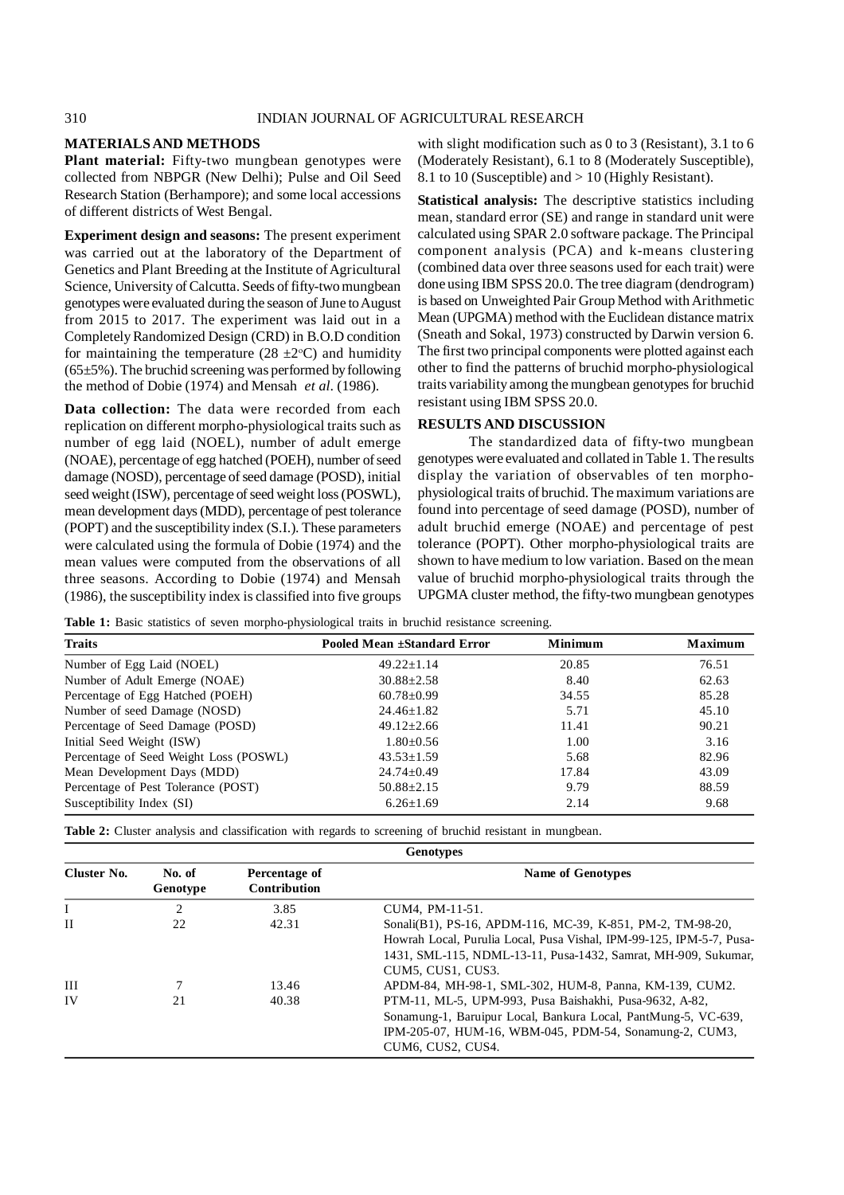## MATERIALS AND METHODS

**Plant material:** Fifty-two mungbean genotypes were collected from NBPGR (New Delhi); Pulse and Oil Seed Research Station (Berhampore); and some local accessions of different districts of West Bengal.

**Experiment design and seasons:** The present experiment was carried out at the laboratory of the Department of Genetics and Plant Breeding at the Institute of Agricultural Science, University of Calcutta. Seeds of fifty-two mungbean genotypes were evaluated during the season of June to August from 2015 to 2017. The experiment was laid out in a Completely Randomized Design (CRD) in B.O.D condition for maintaining the temperature (28 $\pm 2^{o}$C) and humidity (65$\pm$5%). The bruchid screening was performed by following the method of Dobie (1974) and Mensah *et al*. (1986).

**Data collection:** The data were recorded from each replication on different morpho-physiological traits such as number of egg laid (NOEL), number of adult emerge (NOAE), percentage of egg hatched (POEH), number of seed damage (NOSD), percentage of seed damage (POSD), initial seed weight (ISW), percentage of seed weight loss (POSWL), mean development days (MDD), percentage of pest tolerance (POPT) and the susceptibility index (S.I.). These parameters were calculated using the formula of Dobie (1974) and the mean values were computed from the observations of all three seasons. According to Dobie (1974) and Mensah (1986), the susceptibility index is classified into five groups with slight modification such as 0 to 3 (Resistant), 3.1 to 6 (Moderately Resistant), 6.1 to 8 (Moderately Susceptible), 8.1 to 10 (Susceptible) and > 10 (Highly Resistant).

**Statistical analysis:** The descriptive statistics including mean, standard error (SE) and range in standard unit were calculated using SPAR 2.0 software package. The Principal component analysis (PCA) and k-means clustering (combined data over three seasons used for each trait) were done using IBM SPSS 20.0. The tree diagram (dendrogram) is based on Unweighted Pair Group Method with Arithmetic Mean (UPGMA) method with the Euclidean distance matrix (Sneath and Sokal, 1973) constructed by Darwin version 6. The first two principal components were plotted against each other to find the patterns of bruchid morpho-physiological traits variability among the mungbean genotypes for bruchid resistant using IBM SPSS 20.0.

## RESULTS AND DISCUSSION

The standardized data of fifty-two mungbean genotypes were evaluated and collated in Table 1. The results display the variation of observables of ten morpho-physiological traits of bruchid. The maximum variations are found into percentage of seed damage (POSD), number of adult bruchid emerge (NOAE) and percentage of pest tolerance (POPT). Other morpho-physiological traits are shown to have medium to low variation. Based on the mean value of bruchid morpho-physiological traits through the UPGMA cluster method, the fifty-two mungbean genotypes

**Table 1:** Basic statistics of seven morpho-physiological traits in bruchid resistance screening.

| Traits | Pooled Mean ±Standard Error | Minimum | Maximum |
|---|---|---|---|
| Number of Egg Laid (NOEL) | 49.22±1.14 | 20.85 | 76.51 |
| Number of Adult Emerge (NOAE) | 30.88±2.58 | 8.40 | 62.63 |
| Percentage of Egg Hatched (POEH) | 60.78±0.99 | 34.55 | 85.28 |
| Number of seed Damage (NOSD) | 24.46±1.82 | 5.71 | 45.10 |
| Percentage of Seed Damage (POSD) | 49.12±2.66 | 11.41 | 90.21 |
| Initial Seed Weight (ISW) | 1.80±0.56 | 1.00 | 3.16 |
| Percentage of Seed Weight Loss (POSWL) | 43.53±1.59 | 5.68 | 82.96 |
| Mean Development Days (MDD) | 24.74±0.49 | 17.84 | 43.09 |
| Percentage of Pest Tolerance (POST) | 50.88±2.15 | 9.79 | 88.59 |
| Susceptibility Index (SI) | 6.26±1.69 | 2.14 | 9.68 |

**Table 2:** Cluster analysis and classification with regards to screening of bruchid resistant in mungbean.

| | | | Genotypes |
|---|---|---|---|
| Cluster No. | No. of Genotype | Percentage of Contribution | Name of Genotypes |
| I | 2 | 3.85 | CUM4, PM-11-51. |
| II | 22 | 42.31 | Sonali(B1), PS-16, APDM-116, MC-39, K-851, PM-2, TM-98-20, Howrah Local, Purulia Local, Pusa Vishal, IPM-99-125, IPM-5-7, Pusa-1431, SML-115, NDML-13-11, Pusa-1432, Samrat, MH-909, Sukumar, CUM5, CUS1, CUS3. |
| III | 7 | 13.46 | APDM-84, MH-98-1, SML-302, HUM-8, Panna, KM-139, CUM2. |
| IV | 21 | 40.38 | PTM-11, ML-5, UPM-993, Pusa Baishakhi, Pusa-9632, A-82, Sonamung-1, Baruipur Local, Bankura Local, PantMung-5, VC-639, IPM-205-07, HUM-16, WBM-045, PDM-54, Sonamung-2, CUM3, CUM6, CUS2, CUS4. |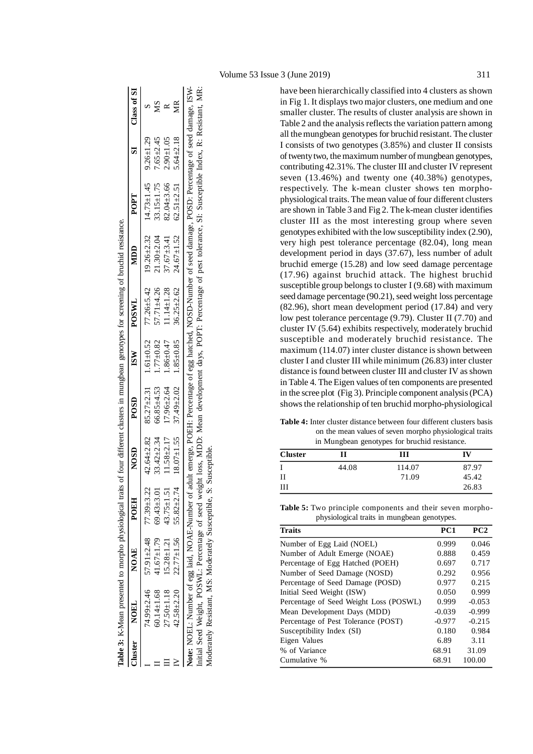**Table 3:** K-Mean presented to morpho physiological traits of four different clusters in mungbean genotypes for screening of bruchid resistance.

| Cluster | NOEL | NOAE | POEH | NOSD | POSD | ISW | POSWL | MDD | POPT | SI | Class of SI |
|---|---|---|---|---|---|---|---|---|---|---|---|
| I | 74.99±2.46 | 57.91±2.48 | 77.39±3.22 | 42.64±2.82 | 85.27±2.31 | 1.61±0.52 | 77.26±5.42 | 19.26±2.32 | 14.73±1.45 | 9.26±1.29 | S |
| II | 60.14±1.68 | 41.67±1.79 | 69.43±3.01 | 33.42±2.34 | 66.85±4.53 | 1.77±0.82 | 57.71±4.26 | 21.30±2.04 | 33.15±1.75 | 7.65±2.45 | MS |
| III | 27.50±1.18 | 15.28±1.21 | 43.75±1.51 | 11.58±2.17 | 17.96±2.64 | 1.86±0.47 | 11.14±1.28 | 37.67±3.41 | 82.04±3.66 | 2.90±1.05 | R |
| IV | 42.58±2.20 | 22.77±1.56 | 55.82±2.74 | 18.07±1.55 | 37.49±2.02 | 1.85±0.85 | 36.25±2.62 | 24.67±1.52 | 62.51±2.51 | 5.64±2.18 | MR |

**Note:** NOEL: Number of egg laid, NOAE-Number of adult emerge, POEH: Percentage of egg hatched, NOSD-Number of seed damage, POSD: Percentage of seed damage, ISW-Initial Seed Weight, POSWL: Percentage of seed weight loss, MDD: Mean development days, POPT: Percentage of pest tolerance, SI: Susceptible Index, R: Resistant, MR: Moderately Resistant, MS: Moderately Susceptible, S: Susceptible.

have been hierarchically classified into 4 clusters as shown in Fig 1. It displays two major clusters, one medium and one smaller cluster. The results of cluster analysis are shown in Table 2 and the analysis reflects the variation pattern among all the mungbean genotypes for bruchid resistant. The cluster I consists of two genotypes (3.85%) and cluster II consists of twenty two, the maximum number of mungbean genotypes, contributing 42.31%. The cluster III and cluster IV represent seven (13.46%) and twenty one (40.38%) genotypes, respectively. The k-mean cluster shows ten morpho-physiological traits. The mean value of four different clusters are shown in Table 3 and Fig 2. The k-mean cluster identifies cluster III as the most interesting group where seven genotypes exhibited with the low susceptibility index (2.90), very high pest tolerance percentage (82.04), long mean development period in days (37.67), less number of adult bruchid emerge (15.28) and low seed damage percentage (17.96) against bruchid attack. The highest bruchid susceptible group belongs to cluster I (9.68) with maximum seed damage percentage (90.21), seed weight loss percentage (82.96), short mean development period (17.84) and very low pest tolerance percentage (9.79). Cluster II (7.70) and cluster IV (5.64) exhibits respectively, moderately bruchid susceptible and moderately bruchid resistance. The maximum (114.07) inter cluster distance is shown between cluster I and cluster III while minimum (26.83) inter cluster distance is found between cluster III and cluster IV as shown in Table 4. The Eigen values of ten components are presented in the scree plot (Fig 3). Principle component analysis (PCA) shows the relationship of ten bruchid morpho-physiological

**Table 4:** Inter cluster distance between four different clusters basis on the mean values of seven morpho physiological traits in Mungbean genotypes for bruchid resistance.

| Cluster | II | III | IV |
|---|---|---|---|
| I | 44.08 | 114.07 | 87.97 |
| II | | 71.09 | 45.42 |
| III | | | 26.83 |

**Table 5:** Two principle components and their seven morpho-physiological traits in mungbean genotypes.

| Traits | PC1 | PC2 |
|---|---|---|
| Number of Egg Laid (NOEL) | 0.999 | 0.046 |
| Number of Adult Emerge (NOAE) | 0.888 | 0.459 |
| Percentage of Egg Hatched (POEH) | 0.697 | 0.717 |
| Number of Seed Damage (NOSD) | 0.292 | 0.956 |
| Percentage of Seed Damage (POSD) | 0.977 | 0.215 |
| Initial Seed Weight (ISW) | 0.050 | 0.999 |
| Percentage of Seed Weight Loss (POSWL) | 0.999 | -0.053 |
| Mean Development Days (MDD) | -0.039 | -0.999 |
| Percentage of Pest Tolerance (POST) | -0.977 | -0.215 |
| Susceptibility Index (SI) | 0.180 | 0.984 |
| Eigen Values | 6.89 | 3.11 |
| % of Variance | 68.91 | 31.09 |
| Cumulative % | 68.91 | 100.00 |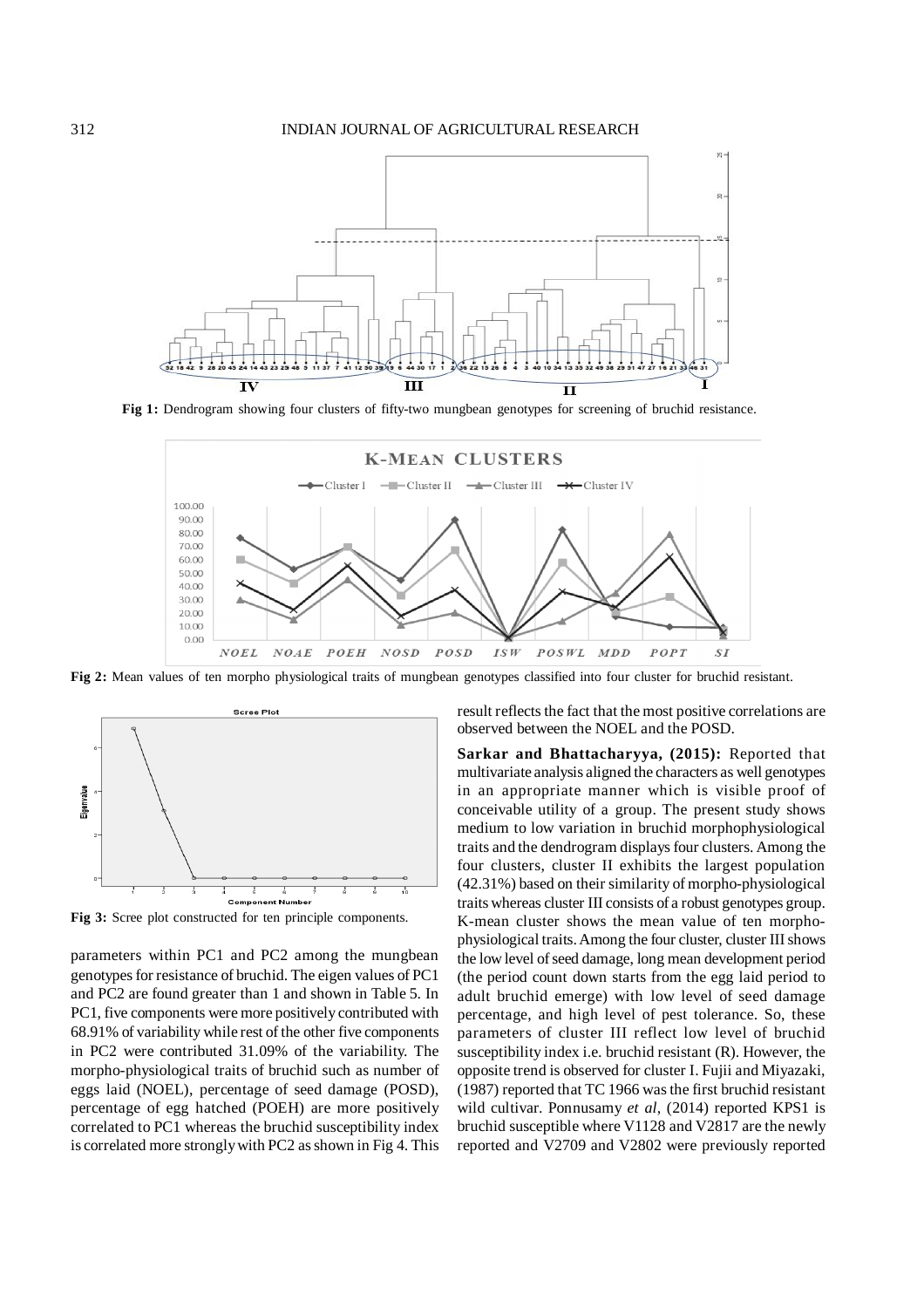Fig 1: Dendrogram showing four clusters of fifty-two mungbean genotypes for screening of bruchid resistance.

Fig 2: Mean values of ten morpho physiological traits of mungbean genotypes classified into four cluster for bruchid resistant.

Fig 3: Scree plot constructed for ten principle components.

parameters within PC1 and PC2 among the mungbean genotypes for resistance of bruchid. The eigen values of PC1 and PC2 are found greater than 1 and shown in Table 5. In PC1, five components were more positively contributed with 68.91% of variability while rest of the other five components in PC2 were contributed 31.09% of the variability. The morpho-physiological traits of bruchid such as number of eggs laid (NOEL), percentage of seed damage (POSD), percentage of egg hatched (POEH) are more positively correlated to PC1 whereas the bruchid susceptibility index is correlated more strongly with PC2 as shown in Fig 4. This result reflects the fact that the most positive correlations are observed between the NOEL and the POSD.

**Sarkar and Bhattacharyya, (2015):** Reported that multivariate analysis aligned the characters as well genotypes in an appropriate manner which is visible proof of conceivable utility of a group. The present study shows medium to low variation in bruchid morphophysiological traits and the dendrogram displays four clusters. Among the four clusters, cluster II exhibits the largest population (42.31%) based on their similarity of morpho-physiological traits whereas cluster III consists of a robust genotypes group. K-mean cluster shows the mean value of ten morpho-physiological traits. Among the four cluster, cluster III shows the low level of seed damage, long mean development period (the period count down starts from the egg laid period to adult bruchid emerge) with low level of seed damage percentage, and high level of pest tolerance. So, these parameters of cluster III reflect low level of bruchid susceptibility index i.e. bruchid resistant (R). However, the opposite trend is observed for cluster I. Fujii and Miyazaki, (1987) reported that TC 1966 was the first bruchid resistant wild cultivar. Ponnusamy *et al*, (2014) reported KPS1 is bruchid susceptible where V1128 and V2817 are the newly reported and V2709 and V2802 were previously reported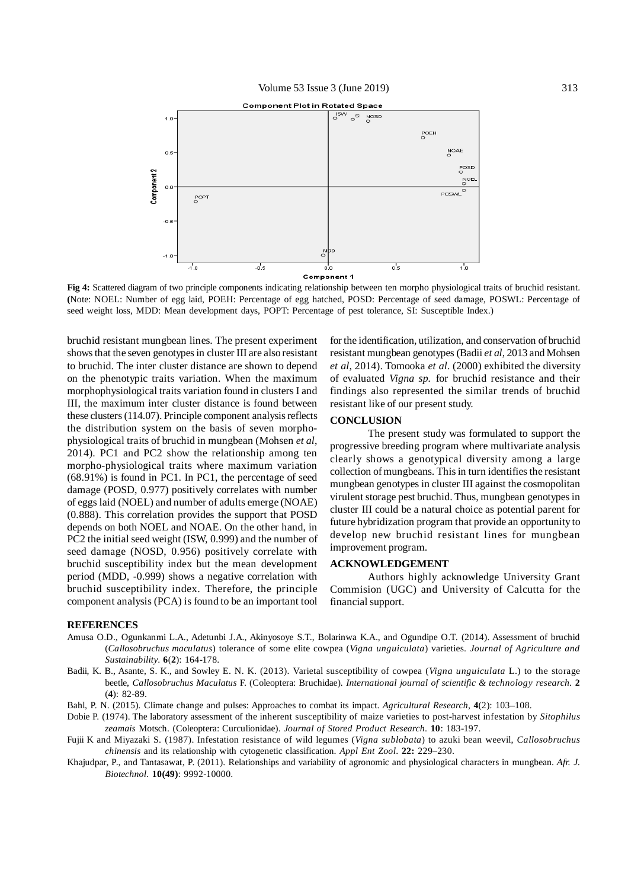**Fig 4:** Scattered diagram of two principle components indicating relationship between ten morpho physiological traits of bruchid resistant. (Note: NOEL: Number of egg laid, POEH: Percentage of egg hatched, POSD: Percentage of seed damage, POSWL: Percentage of seed weight loss, MDD: Mean development days, POPT: Percentage of pest tolerance, SI: Susceptible Index.)

bruchid resistant mungbean lines. The present experiment shows that the seven genotypes in cluster III are also resistant to bruchid. The inter cluster distance are shown to depend on the phenotypic traits variation. When the maximum morphophysiological traits variation found in clusters I and III, the maximum inter cluster distance is found between these clusters (114.07). Principle component analysis reflects the distribution system on the basis of seven morpho-physiological traits of bruchid in mungbean (Mohsen *et al*, 2014). PC1 and PC2 show the relationship among ten morpho-physiological traits where maximum variation (68.91%) is found in PC1. In PC1, the percentage of seed damage (POSD, 0.977) positively correlates with number of eggs laid (NOEL) and number of adults emerge (NOAE) (0.888). This correlation provides the support that POSD depends on both NOEL and NOAE. On the other hand, in PC2 the initial seed weight (ISW, 0.999) and the number of seed damage (NOSD, 0.956) positively correlate with bruchid susceptibility index but the mean development period (MDD, -0.999) shows a negative correlation with bruchid susceptibility index. Therefore, the principle component analysis (PCA) is found to be an important tool for the identification, utilization, and conservation of bruchid resistant mungbean genotypes (Badii *et al*, 2013 and Mohsen *et al*, 2014). Tomooka *et al*. (2000) exhibited the diversity of evaluated *Vigna sp.* for bruchid resistance and their findings also represented the similar trends of bruchid resistant like of our present study.

## CONCLUSION

The present study was formulated to support the progressive breeding program where multivariate analysis clearly shows a genotypical diversity among a large collection of mungbeans. This in turn identifies the resistant mungbean genotypes in cluster III against the cosmopolitan virulent storage pest bruchid. Thus, mungbean genotypes in cluster III could be a natural choice as potential parent for future hybridization program that provide an opportunity to develop new bruchid resistant lines for mungbean improvement program.

## ACKNOWLEDGEMENT

Authors highly acknowledge University Grant Commision (UGC) and University of Calcutta for the financial support.

## REFERENCES

Amusa O.D., Ogunkanmi L.A., Adetunbi J.A., Akinyosoye S.T., Bolarinwa K.A., and Ogundipe O.T. (2014). Assessment of bruchid (*Callosobruchus maculatus*) tolerance of some elite cowpea (*Vigna unguiculata*) varieties. *Journal of Agriculture and Sustainability*. **6**(**2**): 164-178.

Badii, K. B., Asante, S. K., and Sowley E. N. K. (2013). Varietal susceptibility of cowpea (*Vigna unguiculata* L.) to the storage beetle, *Callosobruchus Maculatus* F. (Coleoptera: Bruchidae). *International journal of scientific & technology research*. **2** (**4**): 82-89.

Bahl, P. N. (2015). Climate change and pulses: Approaches to combat its impact. *Agricultural Research*, **4**(2): 103–108.

Dobie P. (1974). The laboratory assessment of the inherent susceptibility of maize varieties to post-harvest infestation by *Sitophilus zeamais* Motsch. (Coleoptera: Curculionidae). *Journal of Stored Product Research*. **10**: 183-197.

Fujii K and Miyazaki S. (1987). Infestation resistance of wild legumes (*Vigna sublobata*) to azuki bean weevil, *Callosobruchus chinensis* and its relationship with cytogenetic classification. *Appl Ent Zool*. **22:** 229–230.

Khajudpar, P., and Tantasawat, P. (2011). Relationships and variability of agronomic and physiological characters in mungbean. *Afr. J. Biotechnol*. **10(49)**: 9992-10000.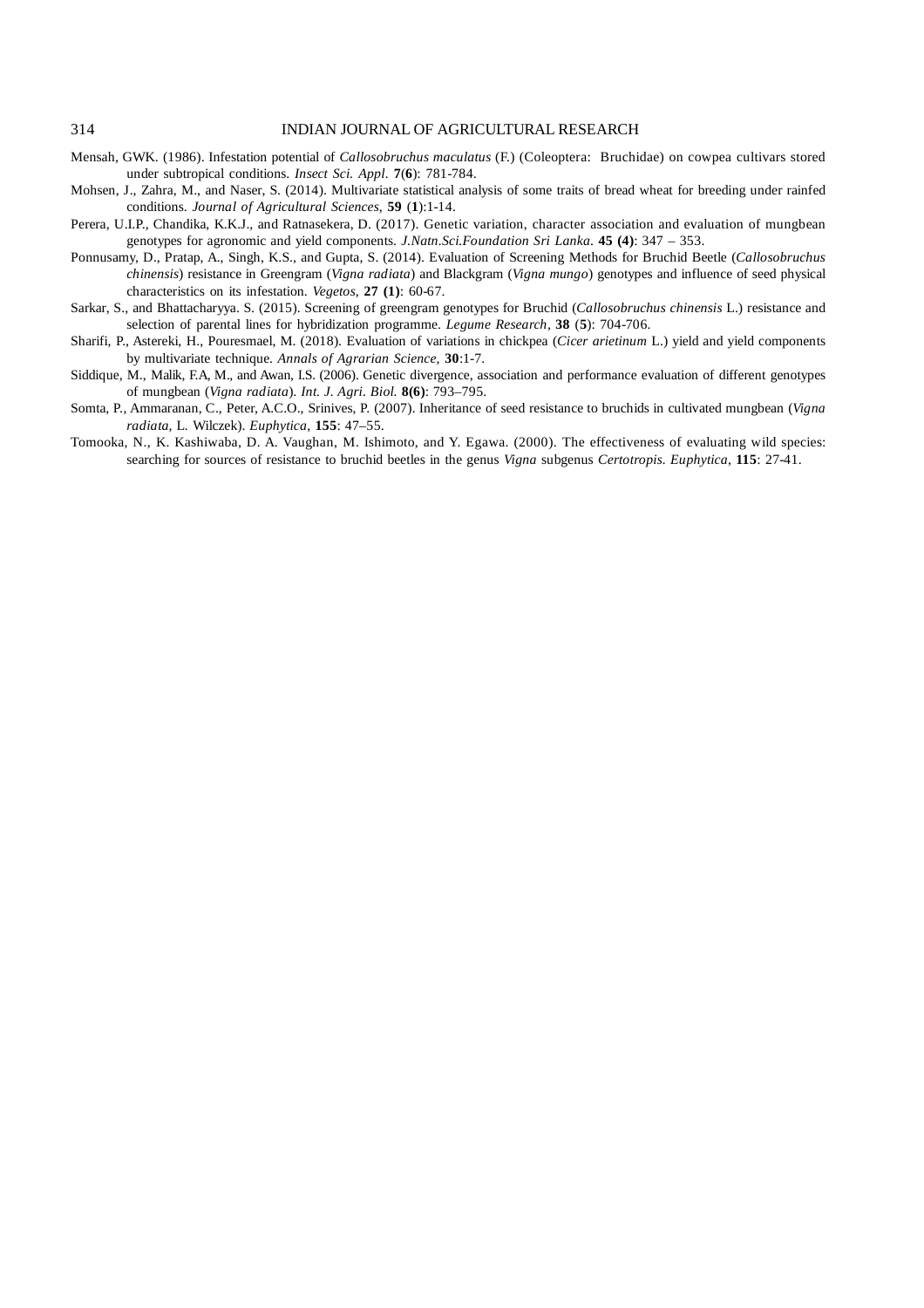Mensah, GWK. (1986). Infestation potential of *Callosobruchus maculatus* (F.) (Coleoptera: Bruchidae) on cowpea cultivars stored under subtropical conditions. *Insect Sci. Appl.* **7**(**6**): 781-784.

Mohsen, J., Zahra, M., and Naser, S. (2014). Multivariate statistical analysis of some traits of bread wheat for breeding under rainfed conditions. *Journal of Agricultural Sciences,* **59** (**1**):1-14.

Perera, U.I.P., Chandika, K.K.J., and Ratnasekera, D. (2017). Genetic variation, character association and evaluation of mungbean genotypes for agronomic and yield components. *J.Natn.Sci.Foundation Sri Lanka.* **45 (4)**: 347 – 353.

Ponnusamy, D., Pratap, A., Singh, K.S., and Gupta, S. (2014). Evaluation of Screening Methods for Bruchid Beetle (*Callosobruchus chinensis*) resistance in Greengram (*Vigna radiata*) and Blackgram (*Vigna mungo*) genotypes and influence of seed physical characteristics on its infestation. *Vegetos*, **27 (1)**: 60-67.

Sarkar, S., and Bhattacharyya. S. (2015). Screening of greengram genotypes for Bruchid (*Callosobruchus chinensis* L.) resistance and selection of parental lines for hybridization programme. *Legume Research*, **38** (**5**): 704-706.

Sharifi, P., Astereki, H., Pouresmael, M. (2018). Evaluation of variations in chickpea (*Cicer arietinum* L.) yield and yield components by multivariate technique. *Annals of Agrarian Science*, **30**:1-7.

Siddique, M., Malik, F.A, M., and Awan, I.S. (2006). Genetic divergence, association and performance evaluation of different genotypes of mungbean (*Vigna radiata*). *Int. J. Agri. Biol.* **8(6)**: 793–795.

Somta, P., Ammaranan, C., Peter, A.C.O., Srinives, P. (2007). Inheritance of seed resistance to bruchids in cultivated mungbean (*Vigna radiata*, L. Wilczek). *Euphytica*, **155**: 47–55.

Tomooka, N., K. Kashiwaba, D. A. Vaughan, M. Ishimoto, and Y. Egawa. (2000). The effectiveness of evaluating wild species: searching for sources of resistance to bruchid beetles in the genus *Vigna* subgenus *Certotropis. Euphytica*, **115**: 27-41.